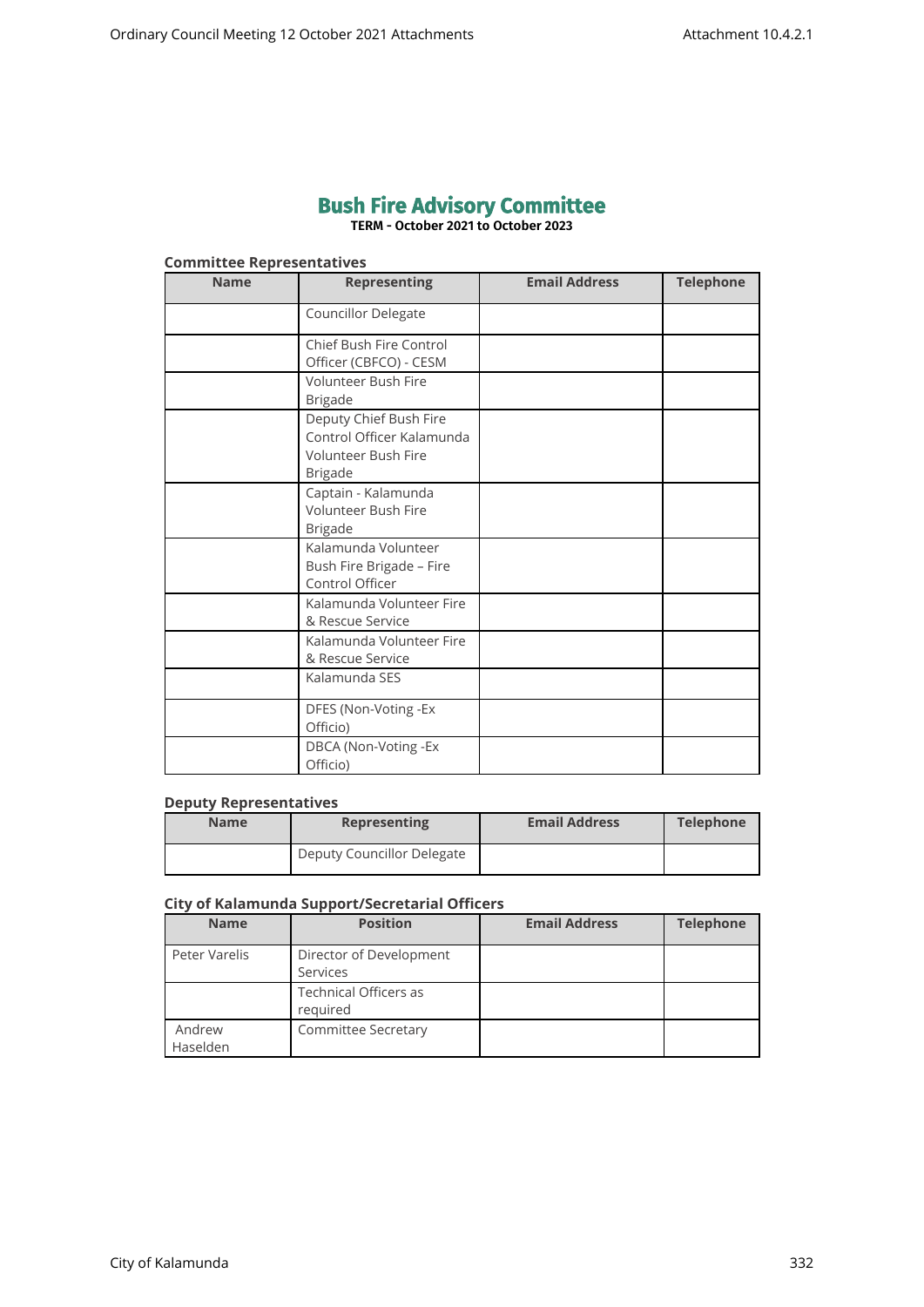# Bush Fire Advisory Committee

**TERM - October 2021 to October 2023**

### Committee Representatives

| Name | Representing | Email Address | Telephone |
|---|---|---|---|
| | Councillor Delegate | | |
| | Chief Bush Fire Control Officer (CBFCO) - CESM | | |
| | Volunteer Bush Fire Brigade | | |
| | Deputy Chief Bush Fire Control Officer Kalamunda Volunteer Bush Fire Brigade | | |
| | Captain - Kalamunda Volunteer Bush Fire Brigade | | |
| | Kalamunda Volunteer Bush Fire Brigade – Fire Control Officer | | |
| | Kalamunda Volunteer Fire & Rescue Service | | |
| | Kalamunda Volunteer Fire & Rescue Service | | |
| | Kalamunda SES | | |
| | DFES (Non-Voting -Ex Officio) | | |
| | DBCA (Non-Voting -Ex Officio) | | |

### Deputy Representatives

| Name | Representing | Email Address | Telephone |
|---|---|---|---|
| | Deputy Councillor Delegate | | |

### City of Kalamunda Support/Secretarial Officers

| Name | Position | Email Address | Telephone |
|---|---|---|---|
| Peter Varelis | Director of Development Services | | |
| | Technical Officers as required | | |
| Andrew Haselden | Committee Secretary | | |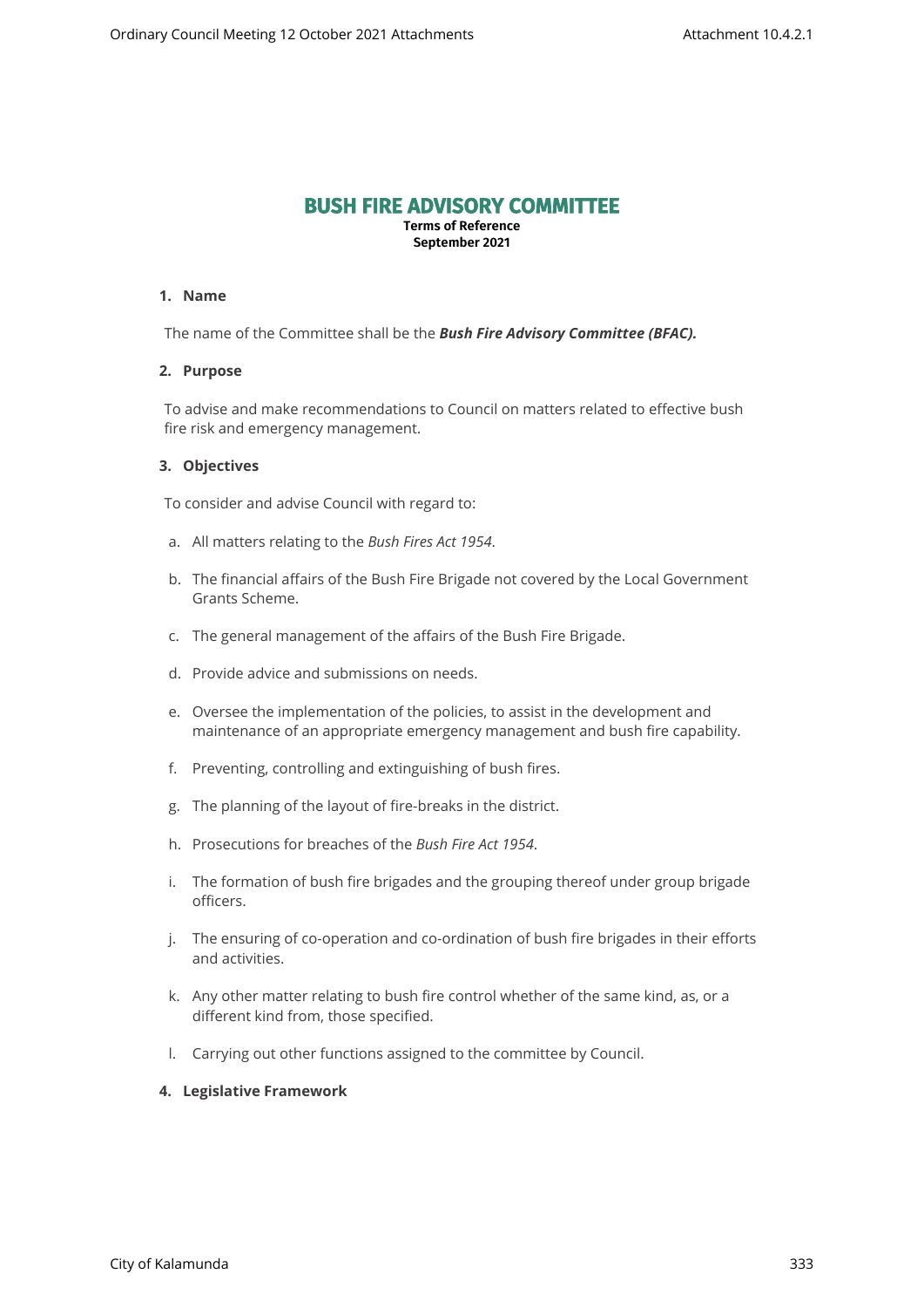# BUSH FIRE ADVISORY COMMITTEE

**Terms of Reference**
**September 2021**

## 1. Name

The name of the Committee shall be the ***Bush Fire Advisory Committee (BFAC).***

## 2. Purpose

To advise and make recommendations to Council on matters related to effective bush fire risk and emergency management.

## 3. Objectives

To consider and advise Council with regard to:

a. All matters relating to the *Bush Fires Act 1954*.

b. The financial affairs of the Bush Fire Brigade not covered by the Local Government Grants Scheme.

c. The general management of the affairs of the Bush Fire Brigade.

d. Provide advice and submissions on needs.

e. Oversee the implementation of the policies, to assist in the development and maintenance of an appropriate emergency management and bush fire capability.

f. Preventing, controlling and extinguishing of bush fires.

g. The planning of the layout of fire-breaks in the district.

h. Prosecutions for breaches of the *Bush Fire Act 1954*.

i. The formation of bush fire brigades and the grouping thereof under group brigade officers.

j. The ensuring of co-operation and co-ordination of bush fire brigades in their efforts and activities.

k. Any other matter relating to bush fire control whether of the same kind, as, or a different kind from, those specified.

l. Carrying out other functions assigned to the committee by Council.

## 4. Legislative Framework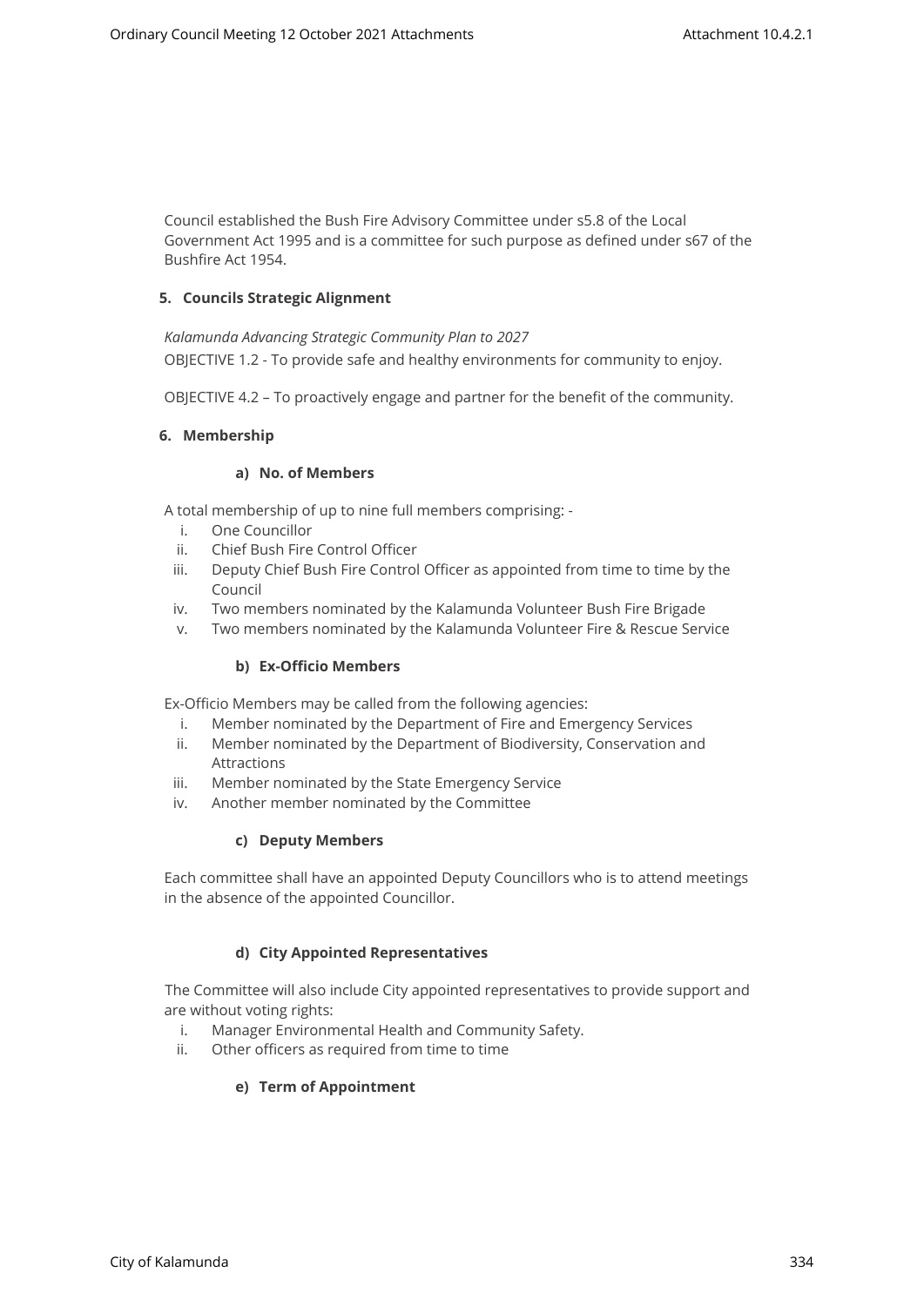Council established the Bush Fire Advisory Committee under s5.8 of the Local Government Act 1995 and is a committee for such purpose as defined under s67 of the Bushfire Act 1954.

## 5. Councils Strategic Alignment

*Kalamunda Advancing Strategic Community Plan to 2027*

OBJECTIVE 1.2 - To provide safe and healthy environments for community to enjoy.

OBJECTIVE 4.2 – To proactively engage and partner for the benefit of the community.

## 6. Membership

### a) No. of Members

A total membership of up to nine full members comprising: -

i. One Councillor
ii. Chief Bush Fire Control Officer
iii. Deputy Chief Bush Fire Control Officer as appointed from time to time by the Council
iv. Two members nominated by the Kalamunda Volunteer Bush Fire Brigade
v. Two members nominated by the Kalamunda Volunteer Fire & Rescue Service

### b) Ex-Officio Members

Ex-Officio Members may be called from the following agencies:

i. Member nominated by the Department of Fire and Emergency Services
ii. Member nominated by the Department of Biodiversity, Conservation and Attractions
iii. Member nominated by the State Emergency Service
iv. Another member nominated by the Committee

### c) Deputy Members

Each committee shall have an appointed Deputy Councillors who is to attend meetings in the absence of the appointed Councillor.

### d) City Appointed Representatives

The Committee will also include City appointed representatives to provide support and are without voting rights:

i. Manager Environmental Health and Community Safety.
ii. Other officers as required from time to time

### e) Term of Appointment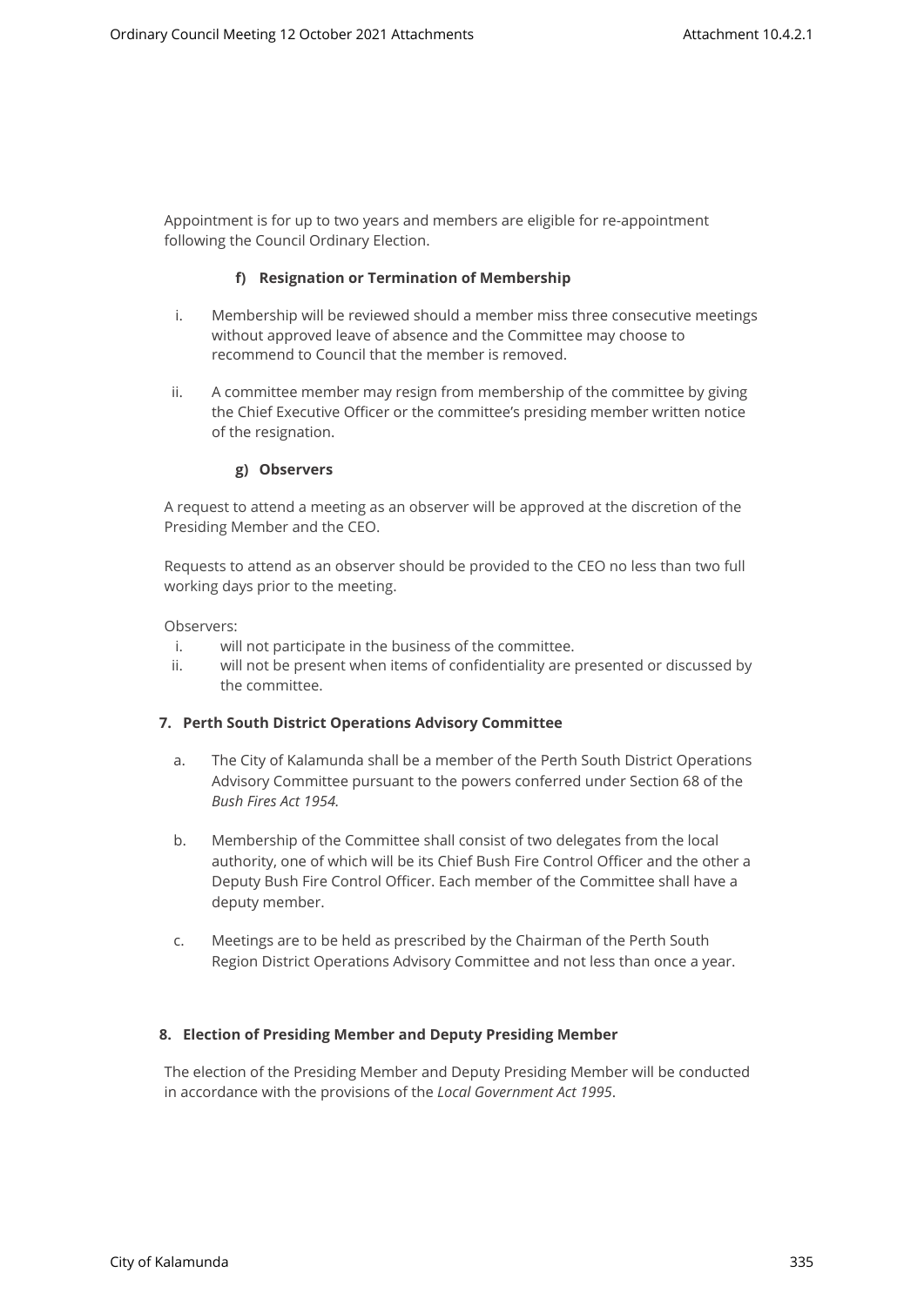Appointment is for up to two years and members are eligible for re-appointment following the Council Ordinary Election.

#### f) Resignation or Termination of Membership

i. Membership will be reviewed should a member miss three consecutive meetings without approved leave of absence and the Committee may choose to recommend to Council that the member is removed.

ii. A committee member may resign from membership of the committee by giving the Chief Executive Officer or the committee's presiding member written notice of the resignation.

#### g) Observers

A request to attend a meeting as an observer will be approved at the discretion of the Presiding Member and the CEO.

Requests to attend as an observer should be provided to the CEO no less than two full working days prior to the meeting.

Observers:

i. will not participate in the business of the committee.
ii. will not be present when items of confidentiality are presented or discussed by the committee.

### 7. Perth South District Operations Advisory Committee

a. The City of Kalamunda shall be a member of the Perth South District Operations Advisory Committee pursuant to the powers conferred under Section 68 of the *Bush Fires Act 1954.*

b. Membership of the Committee shall consist of two delegates from the local authority, one of which will be its Chief Bush Fire Control Officer and the other a Deputy Bush Fire Control Officer. Each member of the Committee shall have a deputy member.

c. Meetings are to be held as prescribed by the Chairman of the Perth South Region District Operations Advisory Committee and not less than once a year.

### 8. Election of Presiding Member and Deputy Presiding Member

The election of the Presiding Member and Deputy Presiding Member will be conducted in accordance with the provisions of the *Local Government Act 1995*.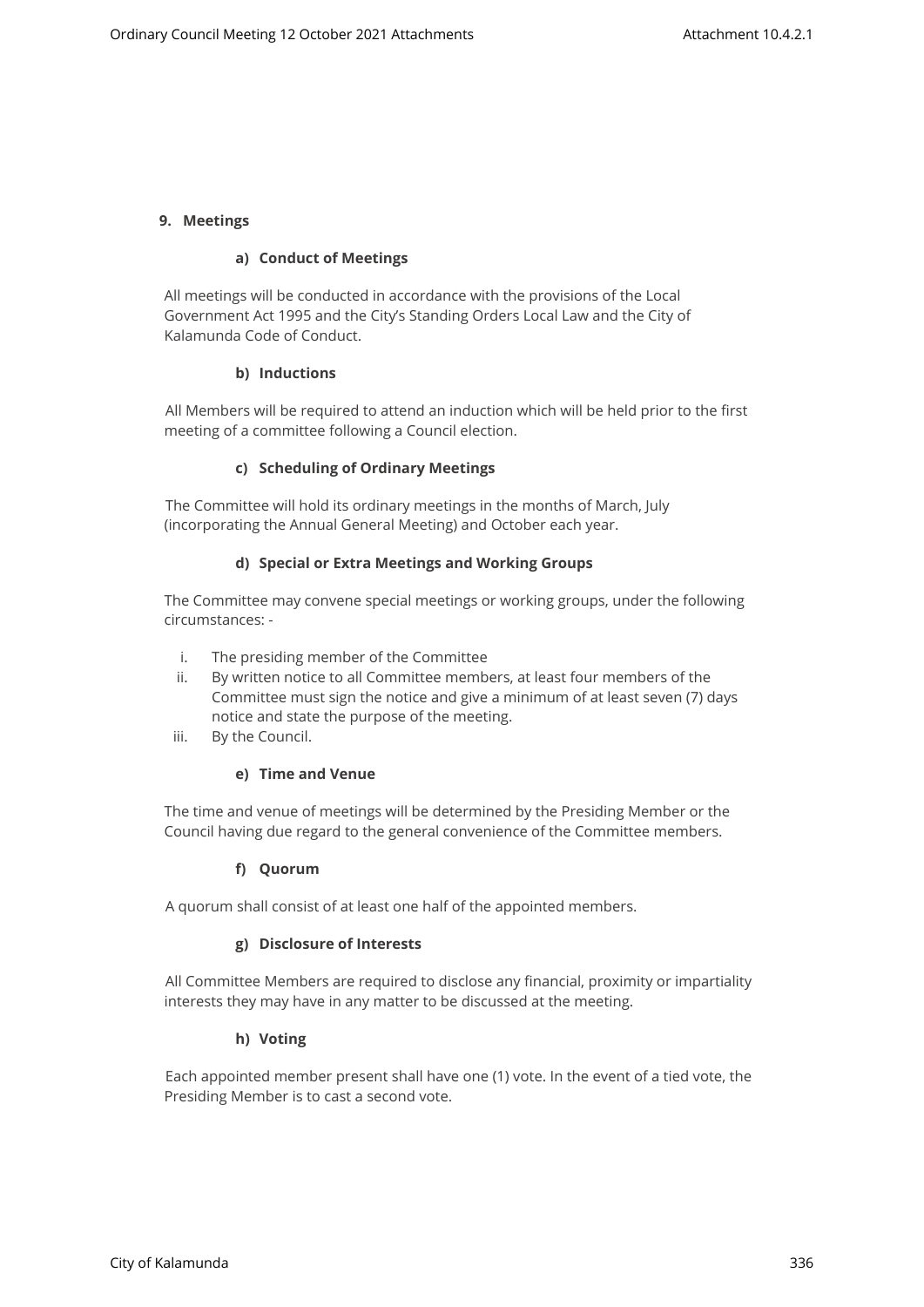## 9. Meetings

### a) Conduct of Meetings

All meetings will be conducted in accordance with the provisions of the Local Government Act 1995 and the City's Standing Orders Local Law and the City of Kalamunda Code of Conduct.

### b) Inductions

All Members will be required to attend an induction which will be held prior to the first meeting of a committee following a Council election.

### c) Scheduling of Ordinary Meetings

The Committee will hold its ordinary meetings in the months of March, July (incorporating the Annual General Meeting) and October each year.

### d) Special or Extra Meetings and Working Groups

The Committee may convene special meetings or working groups, under the following circumstances: -

i. The presiding member of the Committee
ii. By written notice to all Committee members, at least four members of the Committee must sign the notice and give a minimum of at least seven (7) days notice and state the purpose of the meeting.
iii. By the Council.

### e) Time and Venue

The time and venue of meetings will be determined by the Presiding Member or the Council having due regard to the general convenience of the Committee members.

### f) Quorum

A quorum shall consist of at least one half of the appointed members.

### g) Disclosure of Interests

All Committee Members are required to disclose any financial, proximity or impartiality interests they may have in any matter to be discussed at the meeting.

### h) Voting

Each appointed member present shall have one (1) vote. In the event of a tied vote, the Presiding Member is to cast a second vote.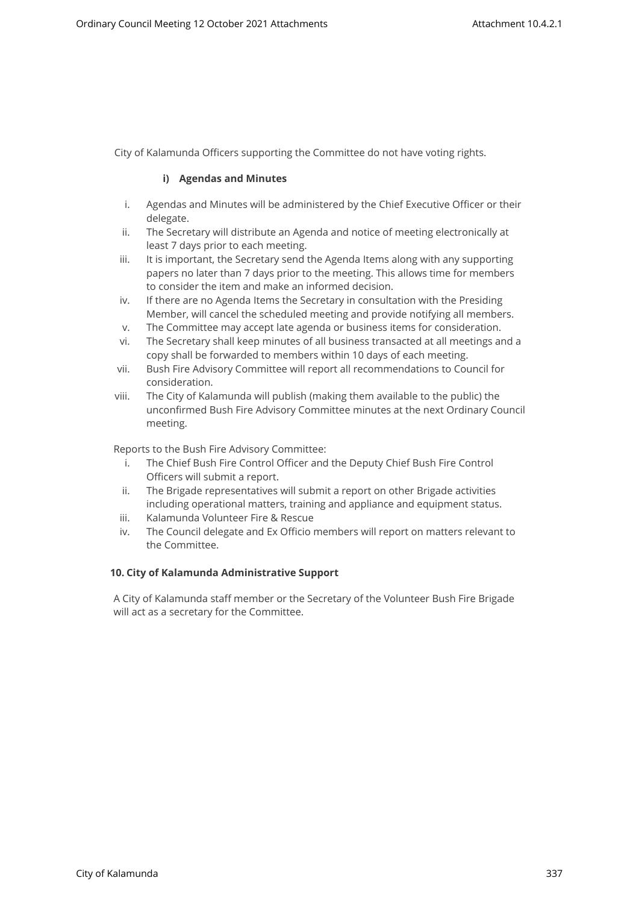City of Kalamunda Officers supporting the Committee do not have voting rights.

**i) Agendas and Minutes**

i. Agendas and Minutes will be administered by the Chief Executive Officer or their delegate.
ii. The Secretary will distribute an Agenda and notice of meeting electronically at least 7 days prior to each meeting.
iii. It is important, the Secretary send the Agenda Items along with any supporting papers no later than 7 days prior to the meeting. This allows time for members to consider the item and make an informed decision.
iv. If there are no Agenda Items the Secretary in consultation with the Presiding Member, will cancel the scheduled meeting and provide notifying all members.
v. The Committee may accept late agenda or business items for consideration.
vi. The Secretary shall keep minutes of all business transacted at all meetings and a copy shall be forwarded to members within 10 days of each meeting.
vii. Bush Fire Advisory Committee will report all recommendations to Council for consideration.
viii. The City of Kalamunda will publish (making them available to the public) the unconfirmed Bush Fire Advisory Committee minutes at the next Ordinary Council meeting.

Reports to the Bush Fire Advisory Committee:

i. The Chief Bush Fire Control Officer and the Deputy Chief Bush Fire Control Officers will submit a report.
ii. The Brigade representatives will submit a report on other Brigade activities including operational matters, training and appliance and equipment status.
iii. Kalamunda Volunteer Fire & Rescue
iv. The Council delegate and Ex Officio members will report on matters relevant to the Committee.

**10. City of Kalamunda Administrative Support**

A City of Kalamunda staff member or the Secretary of the Volunteer Bush Fire Brigade will act as a secretary for the Committee.